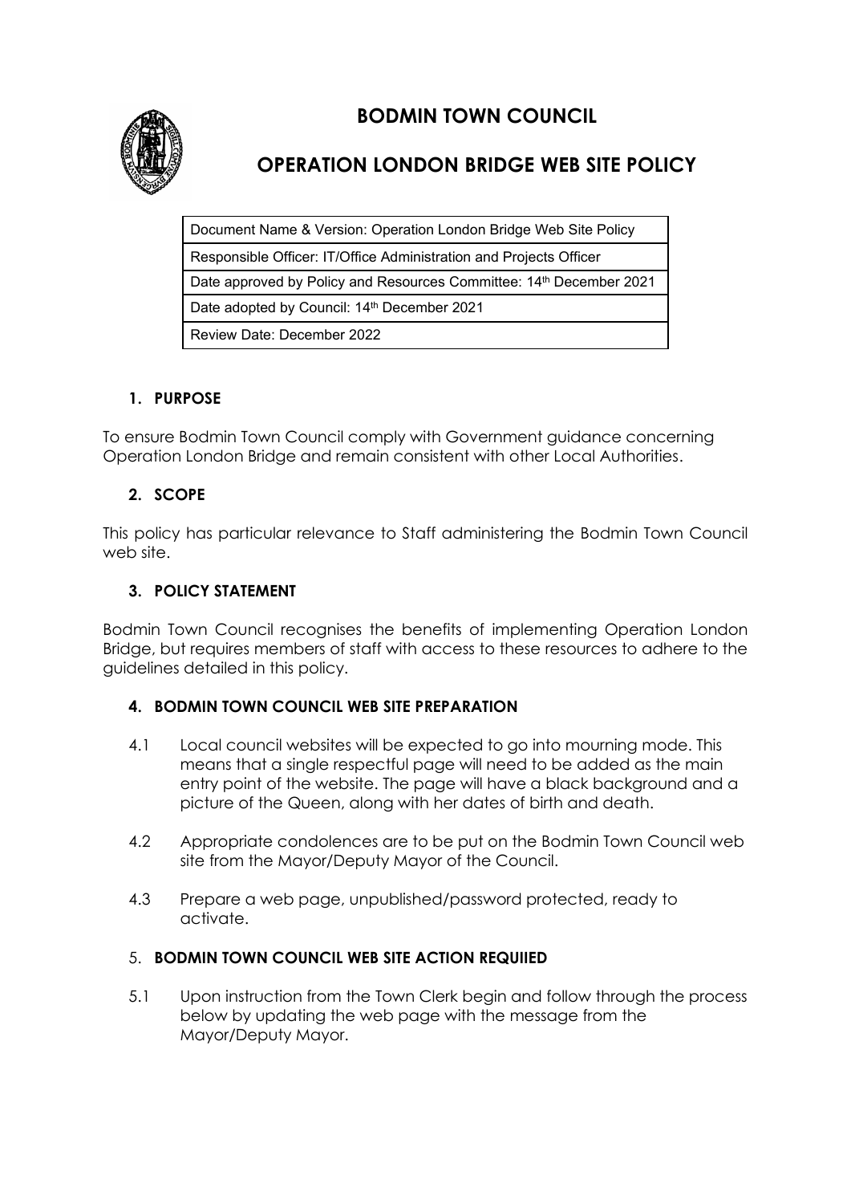# BODMIN TOWN COUNCIL

# OPERATION LONDON BRIDGE WEB SITE POLICY

| Document Name & Version: Operation London Bridge Web Site Policy |
|---|
| Responsible Officer: IT/Office Administration and Projects Officer |
| Date approved by Policy and Resources Committee: 14th December 2021 |
| Date adopted by Council: 14th December 2021 |
| Review Date: December 2022 |

## 1. PURPOSE

To ensure Bodmin Town Council comply with Government guidance concerning Operation London Bridge and remain consistent with other Local Authorities.

## 2. SCOPE

This policy has particular relevance to Staff administering the Bodmin Town Council web site.

## 3. POLICY STATEMENT

Bodmin Town Council recognises the benefits of implementing Operation London Bridge, but requires members of staff with access to these resources to adhere to the guidelines detailed in this policy.

## 4. BODMIN TOWN COUNCIL WEB SITE PREPARATION

4.1 Local council websites will be expected to go into mourning mode. This means that a single respectful page will need to be added as the main entry point of the website. The page will have a black background and a picture of the Queen, along with her dates of birth and death.

4.2 Appropriate condolences are to be put on the Bodmin Town Council web site from the Mayor/Deputy Mayor of the Council.

4.3 Prepare a web page, unpublished/password protected, ready to activate.

## 5. BODMIN TOWN COUNCIL WEB SITE ACTION REQUIIED

5.1 Upon instruction from the Town Clerk begin and follow through the process below by updating the web page with the message from the Mayor/Deputy Mayor.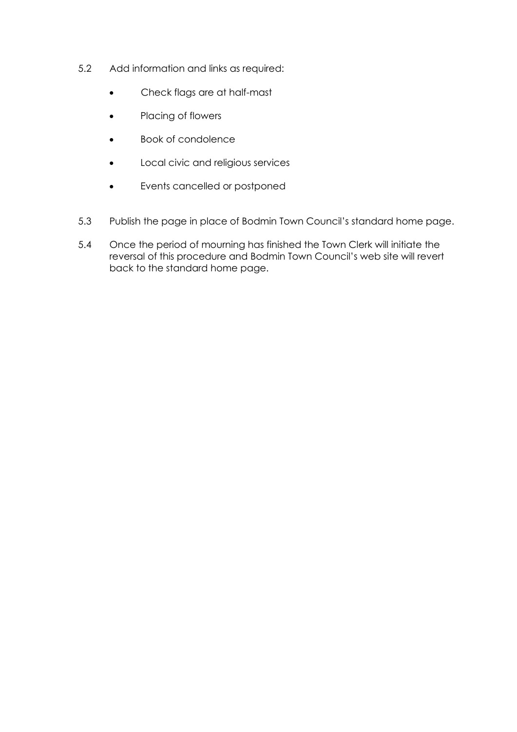5.2 Add information and links as required:

- Check flags are at half-mast
- Placing of flowers
- Book of condolence
- Local civic and religious services
- Events cancelled or postponed

5.3 Publish the page in place of Bodmin Town Council's standard home page.

5.4 Once the period of mourning has finished the Town Clerk will initiate the reversal of this procedure and Bodmin Town Council's web site will revert back to the standard home page.